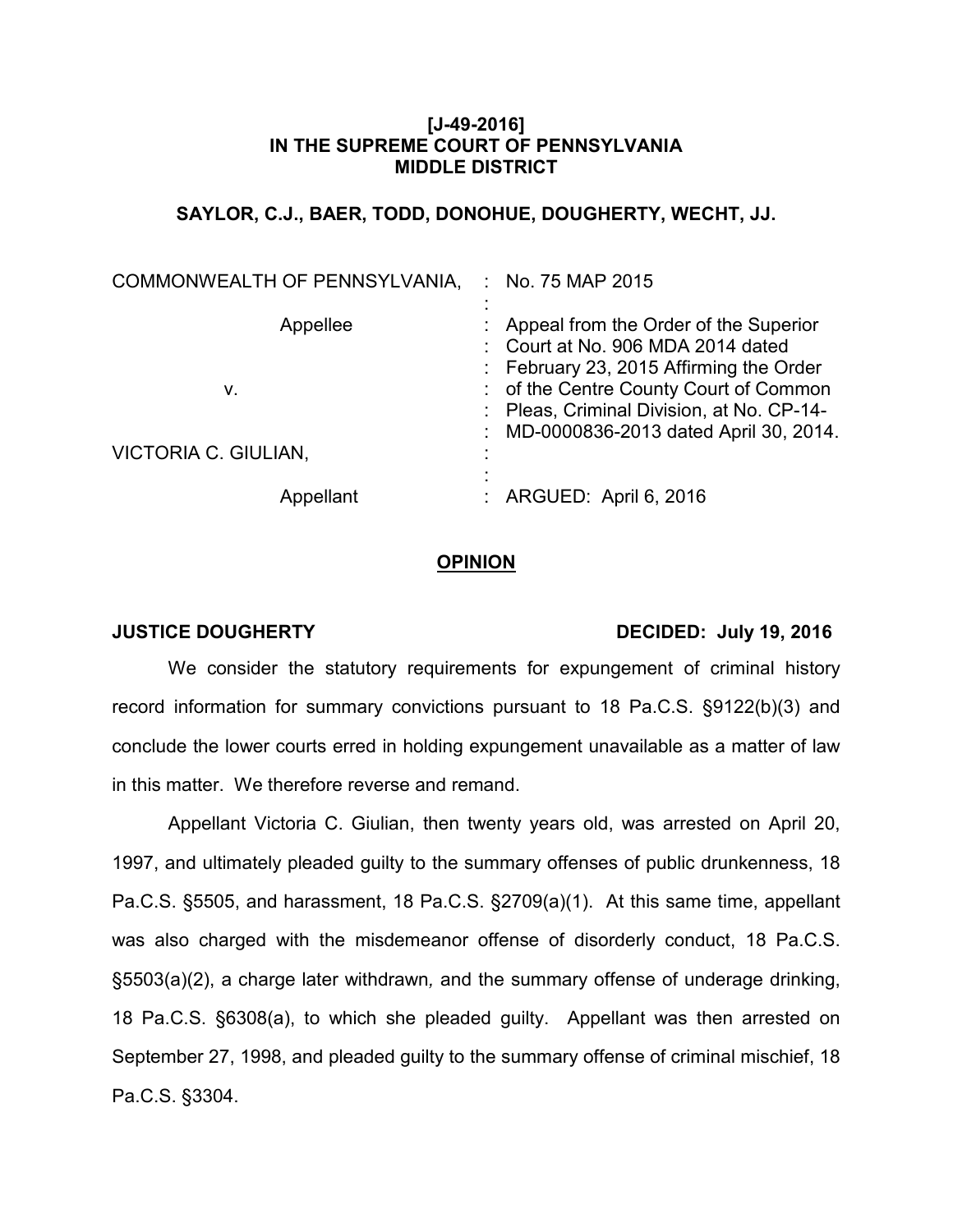**[J-49-2016]**
**IN THE SUPREME COURT OF PENNSYLVANIA**
**MIDDLE DISTRICT**

**SAYLOR, C.J., BAER, TODD, DONOHUE, DOUGHERTY, WECHT, JJ.**

| | | |
|---|---|---|
| COMMONWEALTH OF PENNSYLVANIA, | : | No. 75 MAP 2015 |
| | : | |
| Appellee | : | Appeal from the Order of the Superior Court at No. 906 MDA 2014 dated February 23, 2015 Affirming the Order of the Centre County Court of Common Pleas, Criminal Division, at No. CP-14-MD-0000836-2013 dated April 30, 2014. |
| v. | : | |
| VICTORIA C. GIULIAN, | : | |
| | : | |
| Appellant | : | ARGUED: April 6, 2016 |

## OPINION

**JUSTICE DOUGHERTY** **DECIDED: July 19, 2016**

We consider the statutory requirements for expungement of criminal history record information for summary convictions pursuant to 18 Pa.C.S. §9122(b)(3) and conclude the lower courts erred in holding expungement unavailable as a matter of law in this matter. We therefore reverse and remand.

Appellant Victoria C. Giulian, then twenty years old, was arrested on April 20, 1997, and ultimately pleaded guilty to the summary offenses of public drunkenness, 18 Pa.C.S. §5505, and harassment, 18 Pa.C.S. §2709(a)(1). At this same time, appellant was also charged with the misdemeanor offense of disorderly conduct, 18 Pa.C.S. §5503(a)(2), a charge later withdrawn, and the summary offense of underage drinking, 18 Pa.C.S. §6308(a), to which she pleaded guilty. Appellant was then arrested on September 27, 1998, and pleaded guilty to the summary offense of criminal mischief, 18 Pa.C.S. §3304.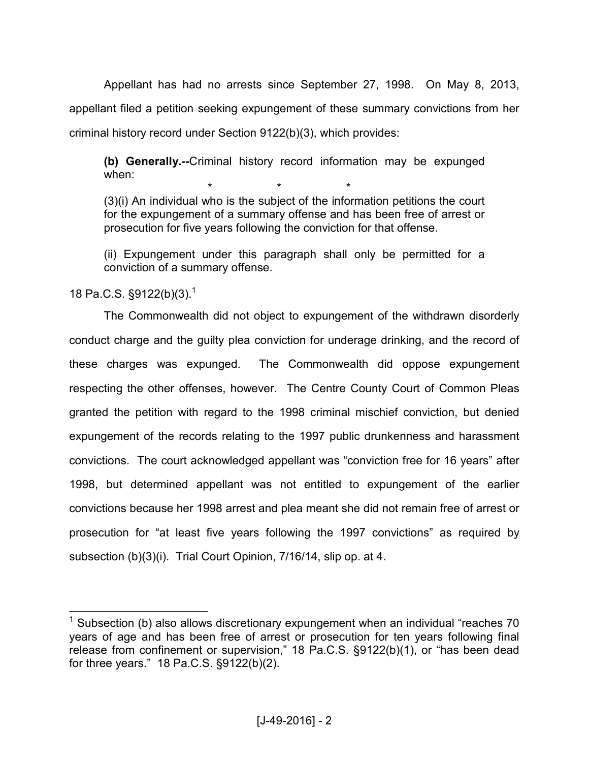Appellant has had no arrests since September 27, 1998. On May 8, 2013, appellant filed a petition seeking expungement of these summary convictions from her criminal history record under Section 9122(b)(3), which provides:

> **(b) Generally.--**Criminal history record information may be expunged when:
>
> \* \* \*
>
> (3)(i) An individual who is the subject of the information petitions the court for the expungement of a summary offense and has been free of arrest or prosecution for five years following the conviction for that offense.
>
> (ii) Expungement under this paragraph shall only be permitted for a conviction of a summary offense.

18 Pa.C.S. §9122(b)(3).[1]

The Commonwealth did not object to expungement of the withdrawn disorderly conduct charge and the guilty plea conviction for underage drinking, and the record of these charges was expunged. The Commonwealth did oppose expungement respecting the other offenses, however. The Centre County Court of Common Pleas granted the petition with regard to the 1998 criminal mischief conviction, but denied expungement of the records relating to the 1997 public drunkenness and harassment convictions. The court acknowledged appellant was "conviction free for 16 years" after 1998, but determined appellant was not entitled to expungement of the earlier convictions because her 1998 arrest and plea meant she did not remain free of arrest or prosecution for "at least five years following the 1997 convictions" as required by subsection (b)(3)(i). Trial Court Opinion, 7/16/14, slip op. at 4.

---

[1] Subsection (b) also allows discretionary expungement when an individual "reaches 70 years of age and has been free of arrest or prosecution for ten years following final release from confinement or supervision," 18 Pa.C.S. §9122(b)(1), or "has been dead for three years." 18 Pa.C.S. §9122(b)(2).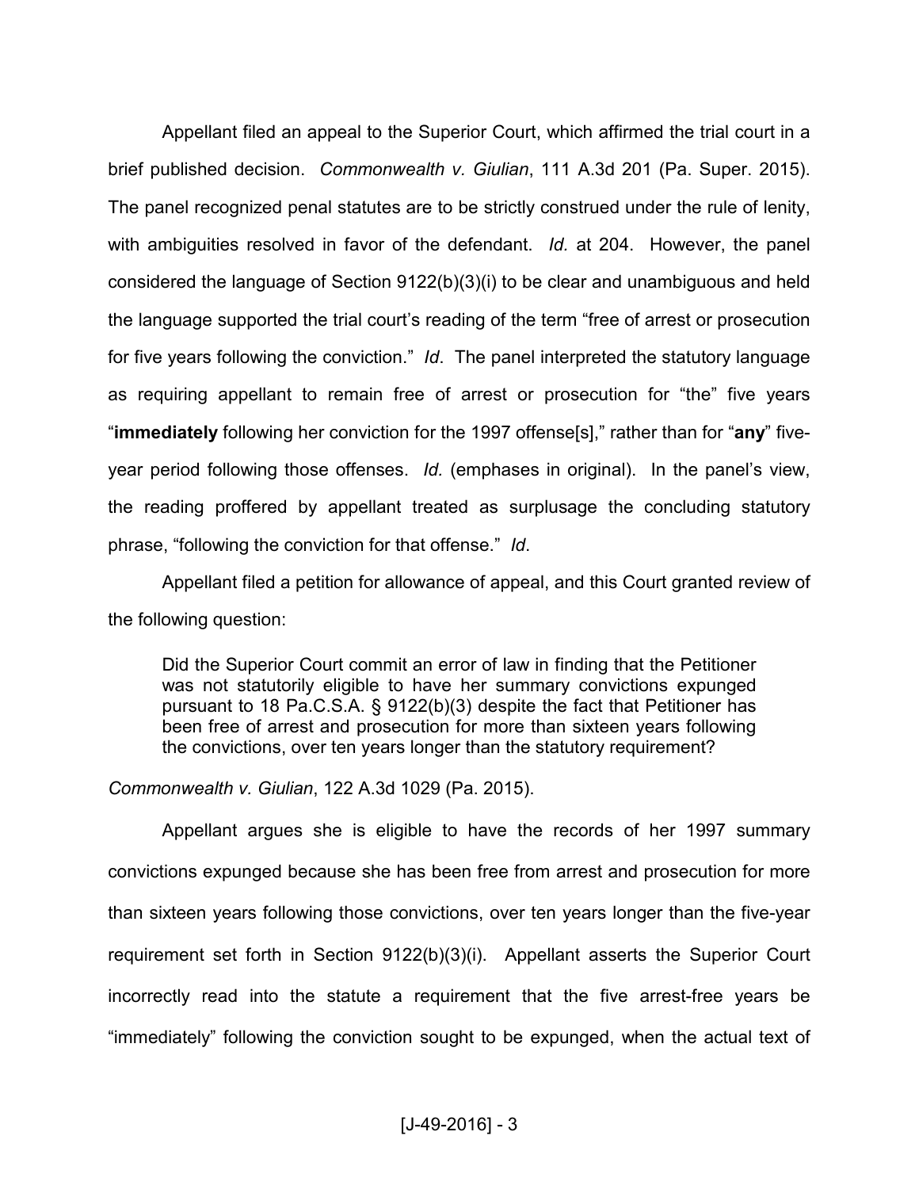Appellant filed an appeal to the Superior Court, which affirmed the trial court in a brief published decision. *Commonwealth v. Giulian*, 111 A.3d 201 (Pa. Super. 2015). The panel recognized penal statutes are to be strictly construed under the rule of lenity, with ambiguities resolved in favor of the defendant. *Id.* at 204. However, the panel considered the language of Section 9122(b)(3)(i) to be clear and unambiguous and held the language supported the trial court's reading of the term "free of arrest or prosecution for five years following the conviction." *Id*. The panel interpreted the statutory language as requiring appellant to remain free of arrest or prosecution for "the" five years "**immediately** following her conviction for the 1997 offense[s]," rather than for "**any**" five-year period following those offenses. *Id.* (emphases in original). In the panel's view, the reading proffered by appellant treated as surplusage the concluding statutory phrase, "following the conviction for that offense." *Id*.

Appellant filed a petition for allowance of appeal, and this Court granted review of the following question:

> Did the Superior Court commit an error of law in finding that the Petitioner was not statutorily eligible to have her summary convictions expunged pursuant to 18 Pa.C.S.A. § 9122(b)(3) despite the fact that Petitioner has been free of arrest and prosecution for more than sixteen years following the convictions, over ten years longer than the statutory requirement?

*Commonwealth v. Giulian*, 122 A.3d 1029 (Pa. 2015).

Appellant argues she is eligible to have the records of her 1997 summary convictions expunged because she has been free from arrest and prosecution for more than sixteen years following those convictions, over ten years longer than the five-year requirement set forth in Section 9122(b)(3)(i). Appellant asserts the Superior Court incorrectly read into the statute a requirement that the five arrest-free years be "immediately" following the conviction sought to be expunged, when the actual text of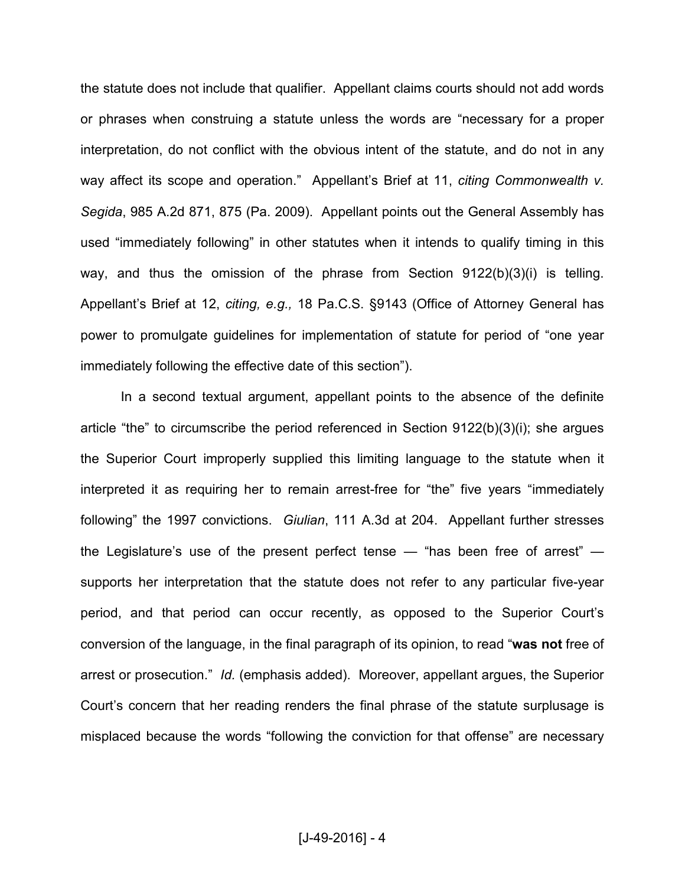the statute does not include that qualifier. Appellant claims courts should not add words or phrases when construing a statute unless the words are "necessary for a proper interpretation, do not conflict with the obvious intent of the statute, and do not in any way affect its scope and operation." Appellant's Brief at 11, *citing Commonwealth v. Segida*, 985 A.2d 871, 875 (Pa. 2009). Appellant points out the General Assembly has used "immediately following" in other statutes when it intends to qualify timing in this way, and thus the omission of the phrase from Section 9122(b)(3)(i) is telling. Appellant's Brief at 12, *citing, e.g.,* 18 Pa.C.S. §9143 (Office of Attorney General has power to promulgate guidelines for implementation of statute for period of "one year immediately following the effective date of this section").

In a second textual argument, appellant points to the absence of the definite article "the" to circumscribe the period referenced in Section 9122(b)(3)(i); she argues the Superior Court improperly supplied this limiting language to the statute when it interpreted it as requiring her to remain arrest-free for "the" five years "immediately following" the 1997 convictions. *Giulian*, 111 A.3d at 204. Appellant further stresses the Legislature's use of the present perfect tense — "has been free of arrest" — supports her interpretation that the statute does not refer to any particular five-year period, and that period can occur recently, as opposed to the Superior Court's conversion of the language, in the final paragraph of its opinion, to read "**was not** free of arrest or prosecution." *Id.* (emphasis added). Moreover, appellant argues, the Superior Court's concern that her reading renders the final phrase of the statute surplusage is misplaced because the words "following the conviction for that offense" are necessary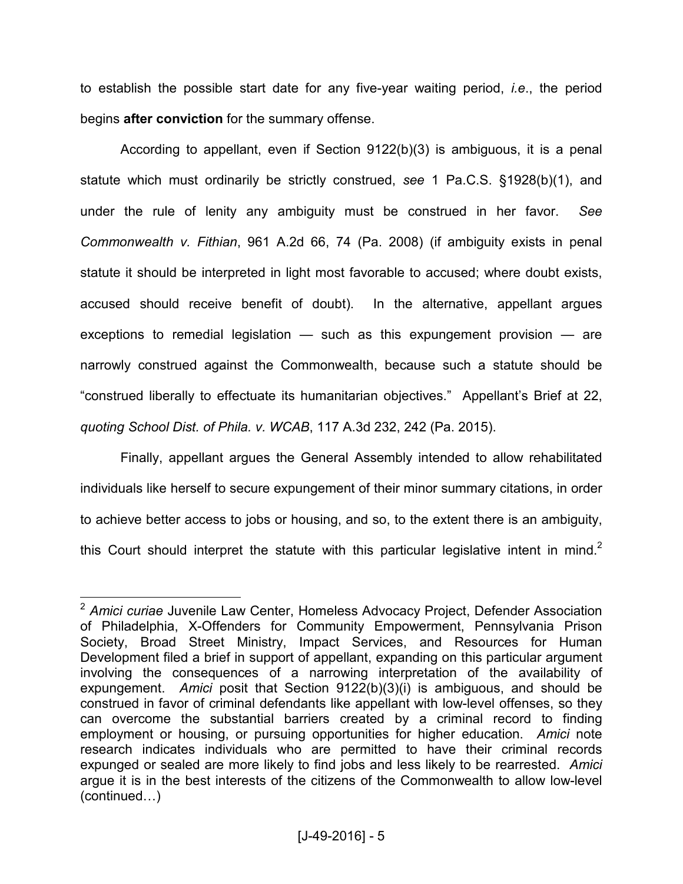to establish the possible start date for any five-year waiting period, *i.e*., the period begins **after conviction** for the summary offense.

According to appellant, even if Section 9122(b)(3) is ambiguous, it is a penal statute which must ordinarily be strictly construed, *see* 1 Pa.C.S. §1928(b)(1), and under the rule of lenity any ambiguity must be construed in her favor. *See Commonwealth v. Fithian*, 961 A.2d 66, 74 (Pa. 2008) (if ambiguity exists in penal statute it should be interpreted in light most favorable to accused; where doubt exists, accused should receive benefit of doubt). In the alternative, appellant argues exceptions to remedial legislation — such as this expungement provision — are narrowly construed against the Commonwealth, because such a statute should be "construed liberally to effectuate its humanitarian objectives." Appellant's Brief at 22, *quoting School Dist. of Phila. v. WCAB*, 117 A.3d 232, 242 (Pa. 2015).

Finally, appellant argues the General Assembly intended to allow rehabilitated individuals like herself to secure expungement of their minor summary citations, in order to achieve better access to jobs or housing, and so, to the extent there is an ambiguity, this Court should interpret the statute with this particular legislative intent in mind.[2]

---

[2] *Amici curiae* Juvenile Law Center, Homeless Advocacy Project, Defender Association of Philadelphia, X-Offenders for Community Empowerment, Pennsylvania Prison Society, Broad Street Ministry, Impact Services, and Resources for Human Development filed a brief in support of appellant, expanding on this particular argument involving the consequences of a narrowing interpretation of the availability of expungement. *Amici* posit that Section 9122(b)(3)(i) is ambiguous, and should be construed in favor of criminal defendants like appellant with low-level offenses, so they can overcome the substantial barriers created by a criminal record to finding employment or housing, or pursuing opportunities for higher education. *Amici* note research indicates individuals who are permitted to have their criminal records expunged or sealed are more likely to find jobs and less likely to be rearrested. *Amici* argue it is in the best interests of the citizens of the Commonwealth to allow low-level (continued…)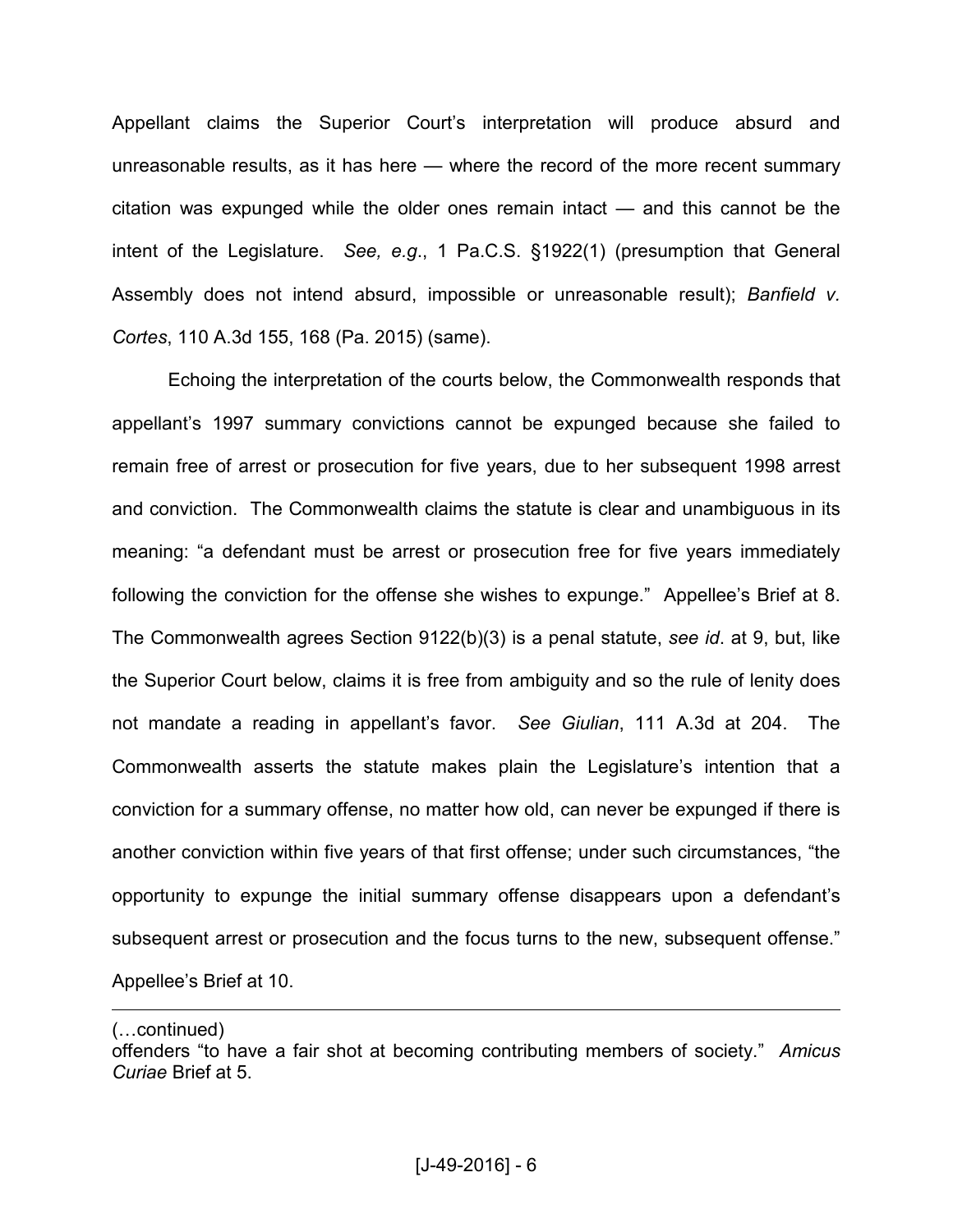Appellant claims the Superior Court's interpretation will produce absurd and unreasonable results, as it has here — where the record of the more recent summary citation was expunged while the older ones remain intact — and this cannot be the intent of the Legislature. *See, e.g.*, 1 Pa.C.S. §1922(1) (presumption that General Assembly does not intend absurd, impossible or unreasonable result); *Banfield v. Cortes*, 110 A.3d 155, 168 (Pa. 2015) (same).

Echoing the interpretation of the courts below, the Commonwealth responds that appellant's 1997 summary convictions cannot be expunged because she failed to remain free of arrest or prosecution for five years, due to her subsequent 1998 arrest and conviction. The Commonwealth claims the statute is clear and unambiguous in its meaning: "a defendant must be arrest or prosecution free for five years immediately following the conviction for the offense she wishes to expunge." Appellee's Brief at 8. The Commonwealth agrees Section 9122(b)(3) is a penal statute, *see id*. at 9, but, like the Superior Court below, claims it is free from ambiguity and so the rule of lenity does not mandate a reading in appellant's favor. *See Giulian*, 111 A.3d at 204. The Commonwealth asserts the statute makes plain the Legislature's intention that a conviction for a summary offense, no matter how old, can never be expunged if there is another conviction within five years of that first offense; under such circumstances, "the opportunity to expunge the initial summary offense disappears upon a defendant's subsequent arrest or prosecution and the focus turns to the new, subsequent offense." Appellee's Brief at 10.

---

(…continued)
offenders "to have a fair shot at becoming contributing members of society." *Amicus Curiae* Brief at 5.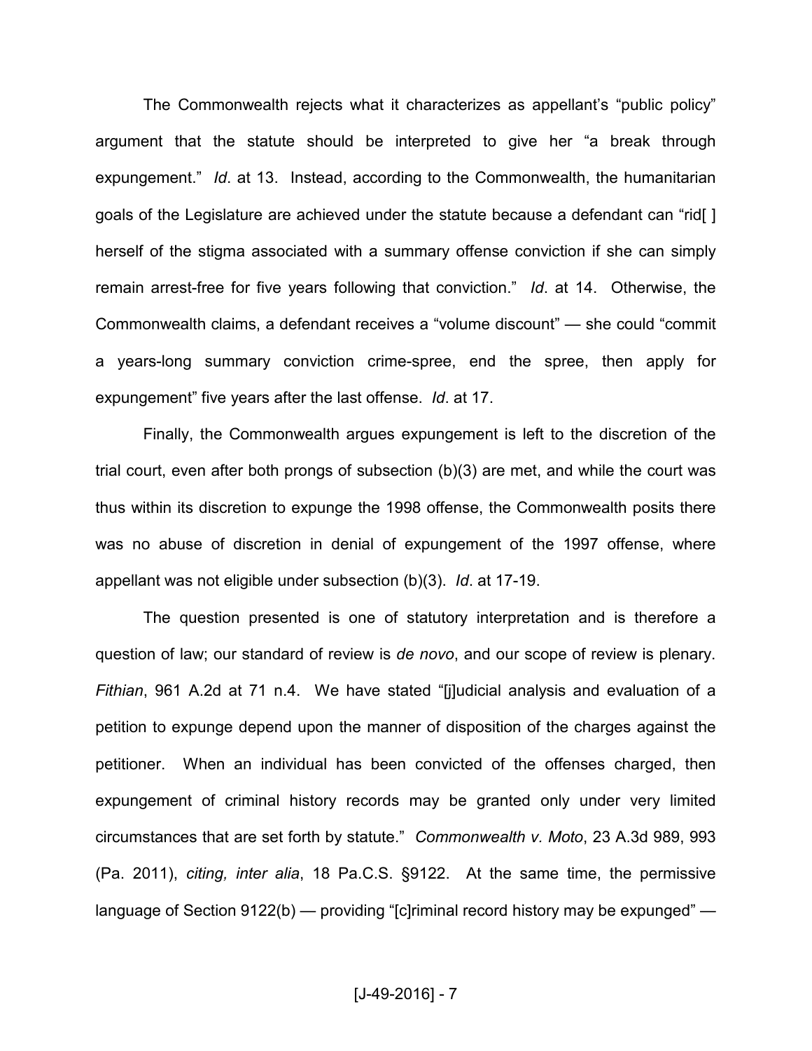The Commonwealth rejects what it characterizes as appellant's "public policy" argument that the statute should be interpreted to give her "a break through expungement." *Id*. at 13. Instead, according to the Commonwealth, the humanitarian goals of the Legislature are achieved under the statute because a defendant can "rid[ ] herself of the stigma associated with a summary offense conviction if she can simply remain arrest-free for five years following that conviction." *Id*. at 14. Otherwise, the Commonwealth claims, a defendant receives a "volume discount" — she could "commit a years-long summary conviction crime-spree, end the spree, then apply for expungement" five years after the last offense. *Id*. at 17.

Finally, the Commonwealth argues expungement is left to the discretion of the trial court, even after both prongs of subsection (b)(3) are met, and while the court was thus within its discretion to expunge the 1998 offense, the Commonwealth posits there was no abuse of discretion in denial of expungement of the 1997 offense, where appellant was not eligible under subsection (b)(3). *Id*. at 17-19.

The question presented is one of statutory interpretation and is therefore a question of law; our standard of review is *de novo*, and our scope of review is plenary. *Fithian*, 961 A.2d at 71 n.4. We have stated "[j]udicial analysis and evaluation of a petition to expunge depend upon the manner of disposition of the charges against the petitioner. When an individual has been convicted of the offenses charged, then expungement of criminal history records may be granted only under very limited circumstances that are set forth by statute." *Commonwealth v. Moto*, 23 A.3d 989, 993 (Pa. 2011), *citing, inter alia*, 18 Pa.C.S. §9122. At the same time, the permissive language of Section 9122(b) — providing "[c]riminal record history may be expunged" —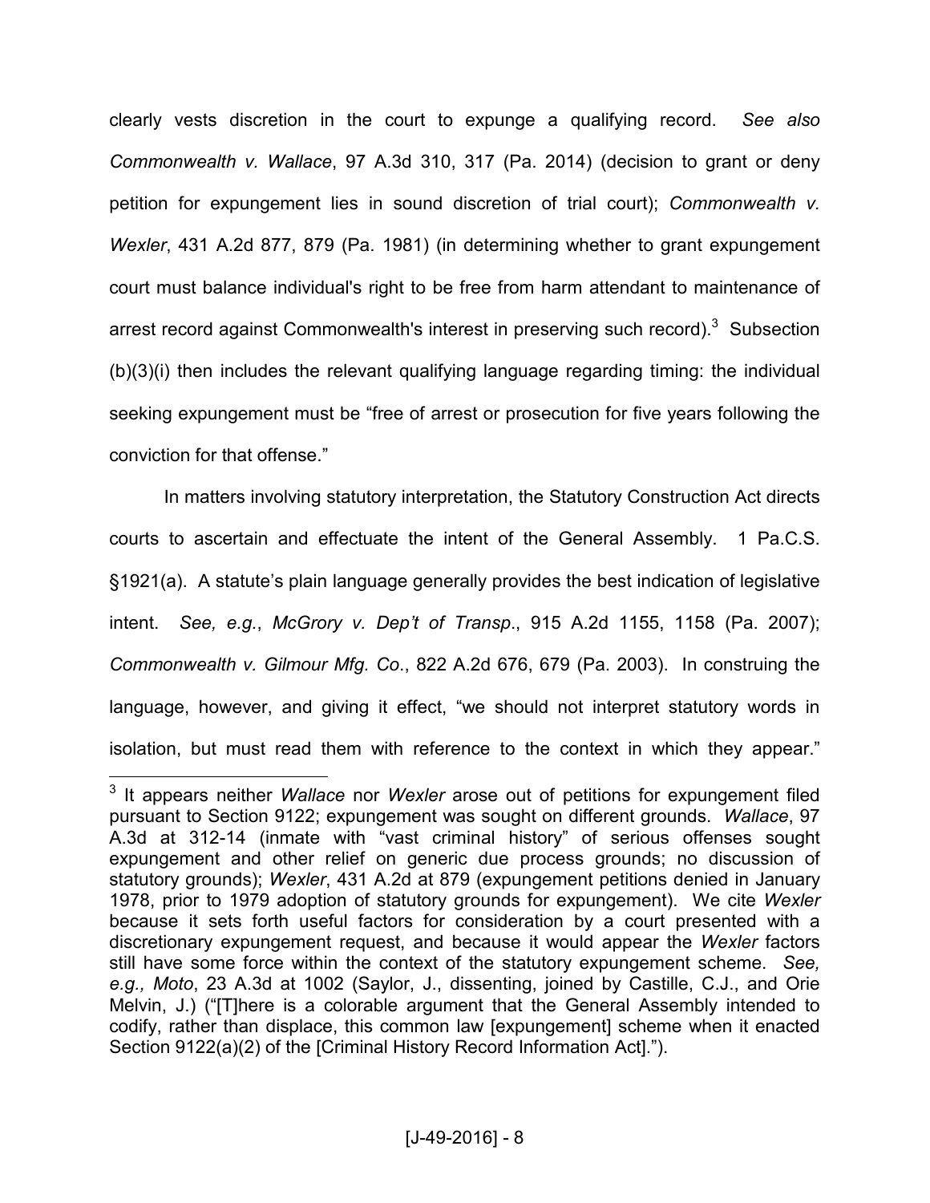clearly vests discretion in the court to expunge a qualifying record. *See also Commonwealth v. Wallace*, 97 A.3d 310, 317 (Pa. 2014) (decision to grant or deny petition for expungement lies in sound discretion of trial court); *Commonwealth v. Wexler*, 431 A.2d 877, 879 (Pa. 1981) (in determining whether to grant expungement court must balance individual's right to be free from harm attendant to maintenance of arrest record against Commonwealth's interest in preserving such record).[3] Subsection (b)(3)(i) then includes the relevant qualifying language regarding timing: the individual seeking expungement must be "free of arrest or prosecution for five years following the conviction for that offense."

In matters involving statutory interpretation, the Statutory Construction Act directs courts to ascertain and effectuate the intent of the General Assembly. 1 Pa.C.S. §1921(a). A statute's plain language generally provides the best indication of legislative intent. *See, e.g.*, *McGrory v. Dep't of Transp*., 915 A.2d 1155, 1158 (Pa. 2007); *Commonwealth v. Gilmour Mfg. Co*., 822 A.2d 676, 679 (Pa. 2003). In construing the language, however, and giving it effect, "we should not interpret statutory words in isolation, but must read them with reference to the context in which they appear."

---

[3] It appears neither *Wallace* nor *Wexler* arose out of petitions for expungement filed pursuant to Section 9122; expungement was sought on different grounds. *Wallace*, 97 A.3d at 312-14 (inmate with "vast criminal history" of serious offenses sought expungement and other relief on generic due process grounds; no discussion of statutory grounds); *Wexler*, 431 A.2d at 879 (expungement petitions denied in January 1978, prior to 1979 adoption of statutory grounds for expungement). We cite *Wexler* because it sets forth useful factors for consideration by a court presented with a discretionary expungement request, and because it would appear the *Wexler* factors still have some force within the context of the statutory expungement scheme. *See, e.g., Moto*, 23 A.3d at 1002 (Saylor, J., dissenting, joined by Castille, C.J., and Orie Melvin, J.) ("[T]here is a colorable argument that the General Assembly intended to codify, rather than displace, this common law [expungement] scheme when it enacted Section 9122(a)(2) of the [Criminal History Record Information Act].").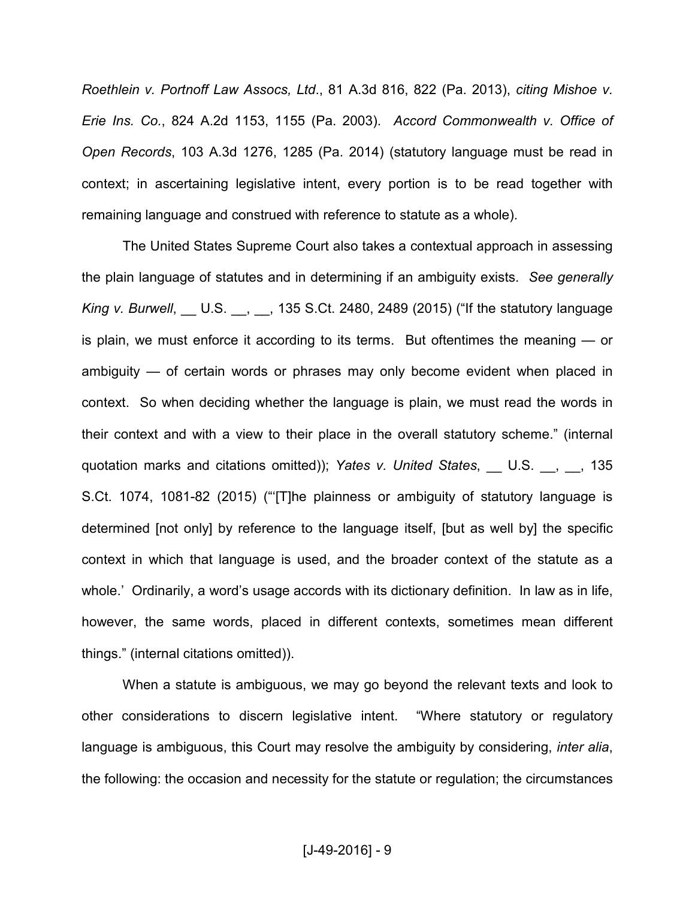*Roethlein v. Portnoff Law Assocs, Ltd*., 81 A.3d 816, 822 (Pa. 2013), *citing Mishoe v. Erie Ins. Co.*, 824 A.2d 1153, 1155 (Pa. 2003). *Accord Commonwealth v. Office of Open Records*, 103 A.3d 1276, 1285 (Pa. 2014) (statutory language must be read in context; in ascertaining legislative intent, every portion is to be read together with remaining language and construed with reference to statute as a whole).

The United States Supreme Court also takes a contextual approach in assessing the plain language of statutes and in determining if an ambiguity exists. *See generally King v. Burwell*, __ U.S. __, __, 135 S.Ct. 2480, 2489 (2015) ("If the statutory language is plain, we must enforce it according to its terms. But oftentimes the meaning — or ambiguity — of certain words or phrases may only become evident when placed in context. So when deciding whether the language is plain, we must read the words in their context and with a view to their place in the overall statutory scheme." (internal quotation marks and citations omitted)); *Yates v. United States*, __ U.S. __, __, 135 S.Ct. 1074, 1081-82 (2015) ("'[T]he plainness or ambiguity of statutory language is determined [not only] by reference to the language itself, [but as well by] the specific context in which that language is used, and the broader context of the statute as a whole.' Ordinarily, a word's usage accords with its dictionary definition. In law as in life, however, the same words, placed in different contexts, sometimes mean different things." (internal citations omitted)).

When a statute is ambiguous, we may go beyond the relevant texts and look to other considerations to discern legislative intent. "Where statutory or regulatory language is ambiguous, this Court may resolve the ambiguity by considering, *inter alia*, the following: the occasion and necessity for the statute or regulation; the circumstances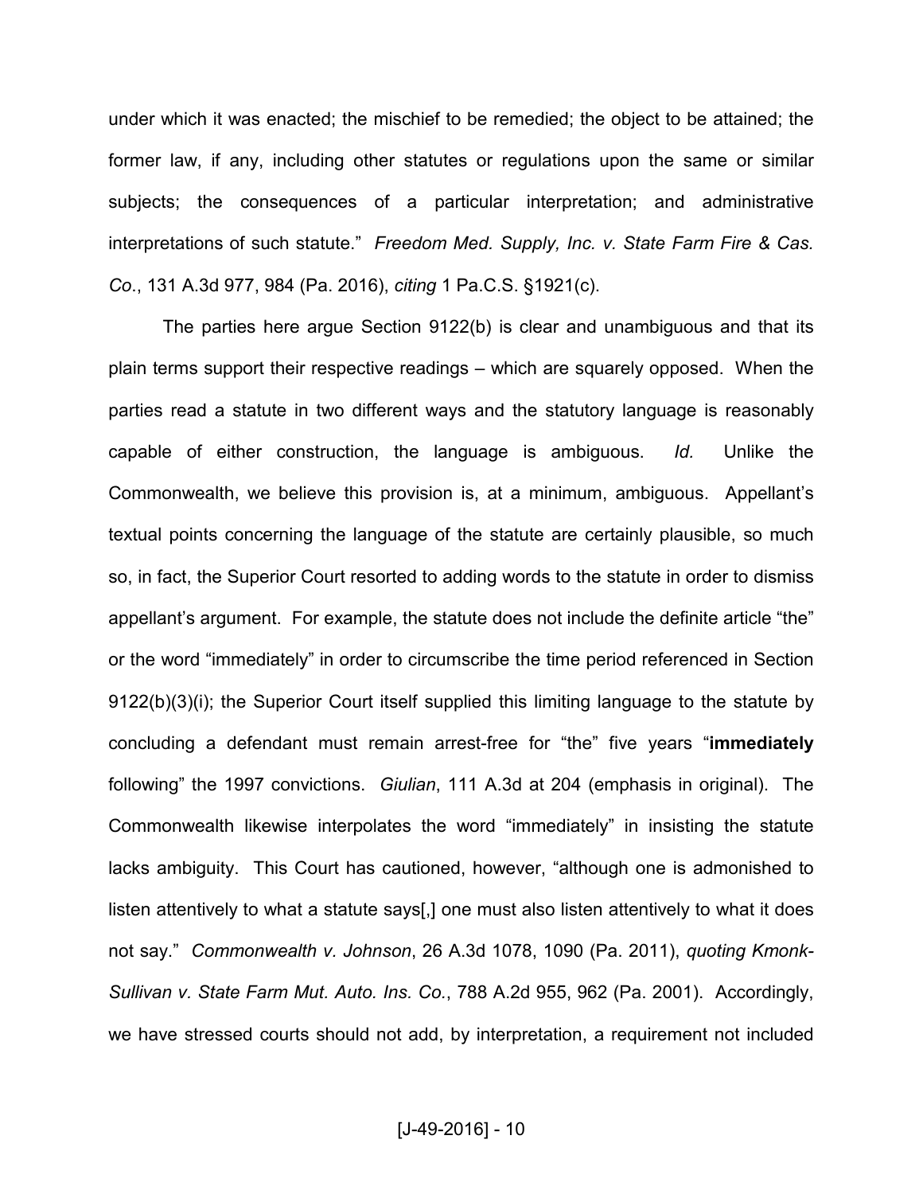under which it was enacted; the mischief to be remedied; the object to be attained; the former law, if any, including other statutes or regulations upon the same or similar subjects; the consequences of a particular interpretation; and administrative interpretations of such statute." *Freedom Med. Supply, Inc. v. State Farm Fire & Cas. Co.*, 131 A.3d 977, 984 (Pa. 2016), *citing* 1 Pa.C.S. §1921(c).

The parties here argue Section 9122(b) is clear and unambiguous and that its plain terms support their respective readings – which are squarely opposed. When the parties read a statute in two different ways and the statutory language is reasonably capable of either construction, the language is ambiguous. *Id.* Unlike the Commonwealth, we believe this provision is, at a minimum, ambiguous. Appellant's textual points concerning the language of the statute are certainly plausible, so much so, in fact, the Superior Court resorted to adding words to the statute in order to dismiss appellant's argument. For example, the statute does not include the definite article "the" or the word "immediately" in order to circumscribe the time period referenced in Section 9122(b)(3)(i); the Superior Court itself supplied this limiting language to the statute by concluding a defendant must remain arrest-free for "the" five years "**immediately** following" the 1997 convictions. *Giulian*, 111 A.3d at 204 (emphasis in original). The Commonwealth likewise interpolates the word "immediately" in insisting the statute lacks ambiguity. This Court has cautioned, however, "although one is admonished to listen attentively to what a statute says[,] one must also listen attentively to what it does not say." *Commonwealth v. Johnson*, 26 A.3d 1078, 1090 (Pa. 2011), *quoting Kmonk-Sullivan v. State Farm Mut. Auto. Ins. Co.*, 788 A.2d 955, 962 (Pa. 2001). Accordingly, we have stressed courts should not add, by interpretation, a requirement not included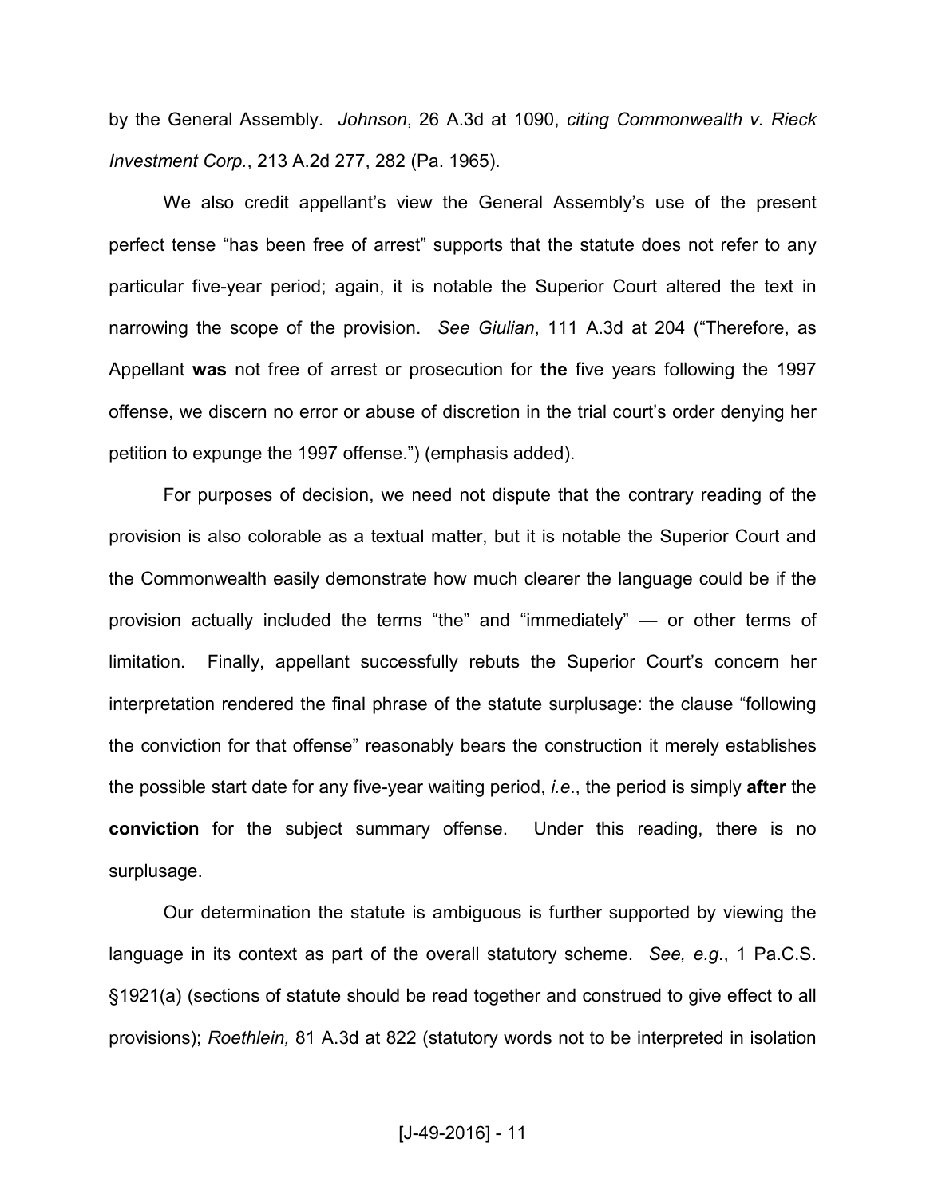by the General Assembly. *Johnson*, 26 A.3d at 1090, *citing Commonwealth v. Rieck Investment Corp.*, 213 A.2d 277, 282 (Pa. 1965).

We also credit appellant's view the General Assembly's use of the present perfect tense "has been free of arrest" supports that the statute does not refer to any particular five-year period; again, it is notable the Superior Court altered the text in narrowing the scope of the provision. *See Giulian*, 111 A.3d at 204 ("Therefore, as Appellant **was** not free of arrest or prosecution for **the** five years following the 1997 offense, we discern no error or abuse of discretion in the trial court's order denying her petition to expunge the 1997 offense.") (emphasis added).

For purposes of decision, we need not dispute that the contrary reading of the provision is also colorable as a textual matter, but it is notable the Superior Court and the Commonwealth easily demonstrate how much clearer the language could be if the provision actually included the terms "the" and "immediately" — or other terms of limitation. Finally, appellant successfully rebuts the Superior Court's concern her interpretation rendered the final phrase of the statute surplusage: the clause "following the conviction for that offense" reasonably bears the construction it merely establishes the possible start date for any five-year waiting period, *i.e.*, the period is simply **after** the **conviction** for the subject summary offense. Under this reading, there is no surplusage.

Our determination the statute is ambiguous is further supported by viewing the language in its context as part of the overall statutory scheme. *See, e.g.*, 1 Pa.C.S. §1921(a) (sections of statute should be read together and construed to give effect to all provisions); *Roethlein,* 81 A.3d at 822 (statutory words not to be interpreted in isolation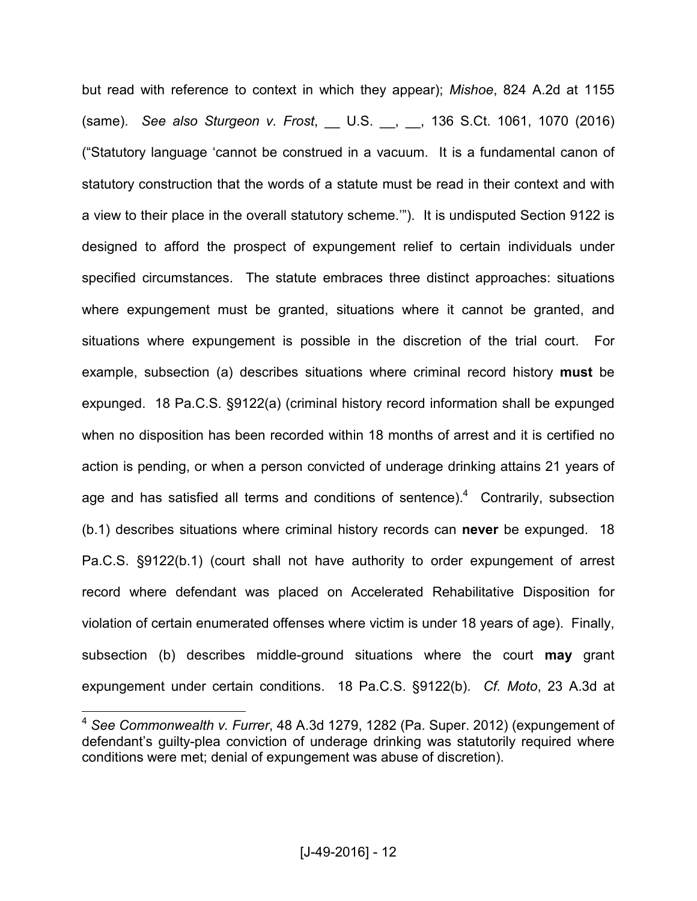but read with reference to context in which they appear); *Mishoe*, 824 A.2d at 1155 (same). *See also Sturgeon v. Frost*, __ U.S. __, __, 136 S.Ct. 1061, 1070 (2016) ("Statutory language 'cannot be construed in a vacuum. It is a fundamental canon of statutory construction that the words of a statute must be read in their context and with a view to their place in the overall statutory scheme.'"). It is undisputed Section 9122 is designed to afford the prospect of expungement relief to certain individuals under specified circumstances. The statute embraces three distinct approaches: situations where expungement must be granted, situations where it cannot be granted, and situations where expungement is possible in the discretion of the trial court. For example, subsection (a) describes situations where criminal record history **must** be expunged. 18 Pa.C.S. §9122(a) (criminal history record information shall be expunged when no disposition has been recorded within 18 months of arrest and it is certified no action is pending, or when a person convicted of underage drinking attains 21 years of age and has satisfied all terms and conditions of sentence).[4] Contrarily, subsection (b.1) describes situations where criminal history records can **never** be expunged. 18 Pa.C.S. §9122(b.1) (court shall not have authority to order expungement of arrest record where defendant was placed on Accelerated Rehabilitative Disposition for violation of certain enumerated offenses where victim is under 18 years of age). Finally, subsection (b) describes middle-ground situations where the court **may** grant expungement under certain conditions. 18 Pa.C.S. §9122(b). *Cf. Moto*, 23 A.3d at

[4] *See Commonwealth v. Furrer*, 48 A.3d 1279, 1282 (Pa. Super. 2012) (expungement of defendant's guilty-plea conviction of underage drinking was statutorily required where conditions were met; denial of expungement was abuse of discretion).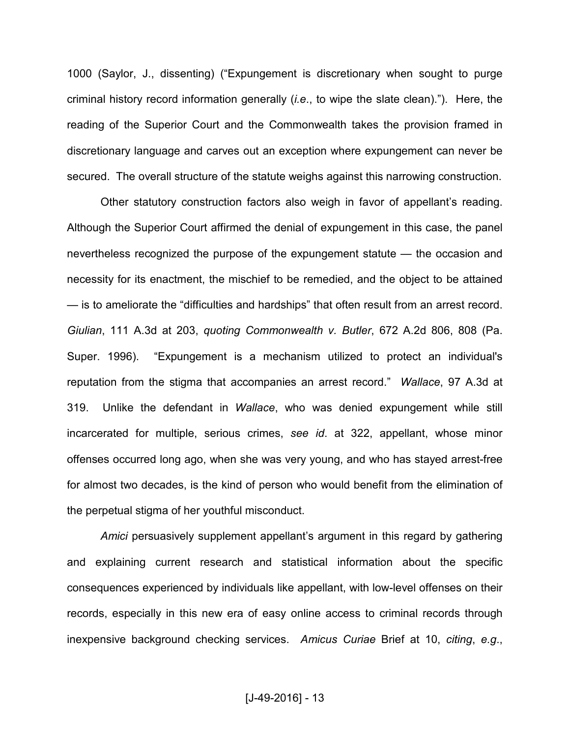1000 (Saylor, J., dissenting) ("Expungement is discretionary when sought to purge criminal history record information generally (*i.e*., to wipe the slate clean)."). Here, the reading of the Superior Court and the Commonwealth takes the provision framed in discretionary language and carves out an exception where expungement can never be secured. The overall structure of the statute weighs against this narrowing construction.

Other statutory construction factors also weigh in favor of appellant's reading. Although the Superior Court affirmed the denial of expungement in this case, the panel nevertheless recognized the purpose of the expungement statute — the occasion and necessity for its enactment, the mischief to be remedied, and the object to be attained — is to ameliorate the "difficulties and hardships" that often result from an arrest record. *Giulian*, 111 A.3d at 203, *quoting Commonwealth v. Butler*, 672 A.2d 806, 808 (Pa. Super. 1996). "Expungement is a mechanism utilized to protect an individual's reputation from the stigma that accompanies an arrest record." *Wallace*, 97 A.3d at 319. Unlike the defendant in *Wallace*, who was denied expungement while still incarcerated for multiple, serious crimes, *see id*. at 322, appellant, whose minor offenses occurred long ago, when she was very young, and who has stayed arrest-free for almost two decades, is the kind of person who would benefit from the elimination of the perpetual stigma of her youthful misconduct.

*Amici* persuasively supplement appellant's argument in this regard by gathering and explaining current research and statistical information about the specific consequences experienced by individuals like appellant, with low-level offenses on their records, especially in this new era of easy online access to criminal records through inexpensive background checking services. *Amicus Curiae* Brief at 10, *citing*, *e.g*.,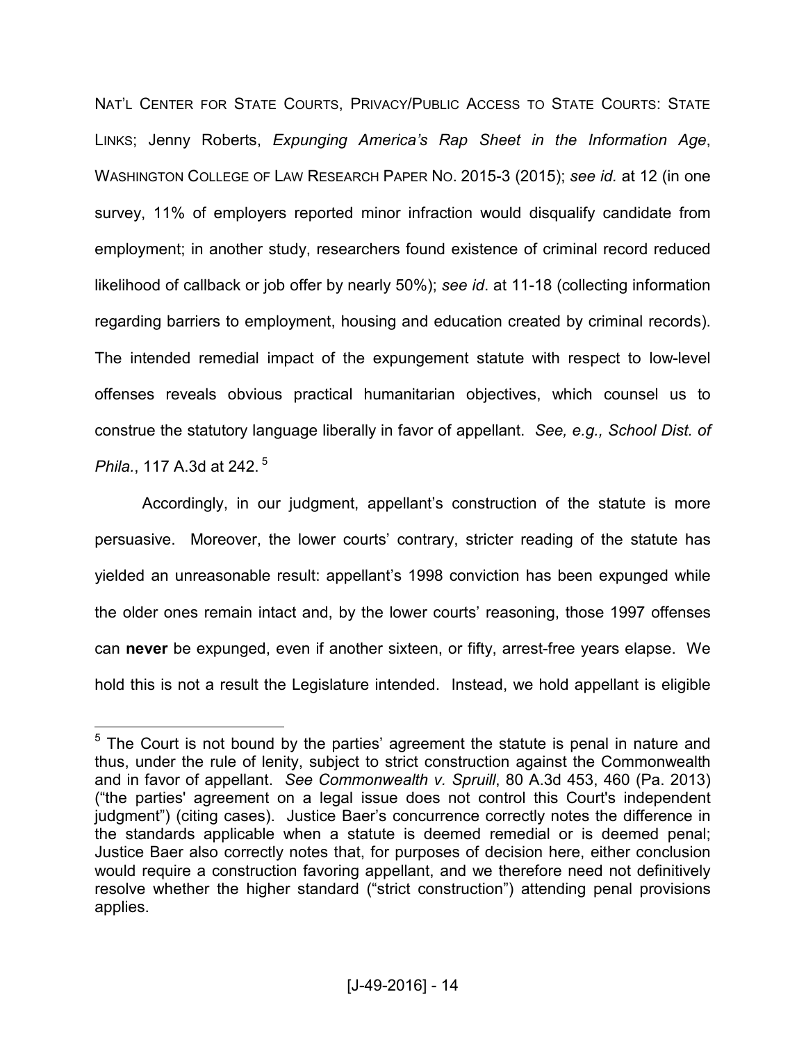NAT'L CENTER FOR STATE COURTS, PRIVACY/PUBLIC ACCESS TO STATE COURTS: STATE LINKS; Jenny Roberts, *Expunging America's Rap Sheet in the Information Age*, WASHINGTON COLLEGE OF LAW RESEARCH PAPER NO. 2015-3 (2015); *see id.* at 12 (in one survey, 11% of employers reported minor infraction would disqualify candidate from employment; in another study, researchers found existence of criminal record reduced likelihood of callback or job offer by nearly 50%); *see id*. at 11-18 (collecting information regarding barriers to employment, housing and education created by criminal records). The intended remedial impact of the expungement statute with respect to low-level offenses reveals obvious practical humanitarian objectives, which counsel us to construe the statutory language liberally in favor of appellant. *See, e.g., School Dist. of Phila.*, 117 A.3d at 242. [5]

Accordingly, in our judgment, appellant's construction of the statute is more persuasive. Moreover, the lower courts' contrary, stricter reading of the statute has yielded an unreasonable result: appellant's 1998 conviction has been expunged while the older ones remain intact and, by the lower courts' reasoning, those 1997 offenses can **never** be expunged, even if another sixteen, or fifty, arrest-free years elapse. We hold this is not a result the Legislature intended. Instead, we hold appellant is eligible

[5] The Court is not bound by the parties' agreement the statute is penal in nature and thus, under the rule of lenity, subject to strict construction against the Commonwealth and in favor of appellant. *See Commonwealth v. Spruill*, 80 A.3d 453, 460 (Pa. 2013) ("the parties' agreement on a legal issue does not control this Court's independent judgment") (citing cases). Justice Baer's concurrence correctly notes the difference in the standards applicable when a statute is deemed remedial or is deemed penal; Justice Baer also correctly notes that, for purposes of decision here, either conclusion would require a construction favoring appellant, and we therefore need not definitively resolve whether the higher standard ("strict construction") attending penal provisions applies.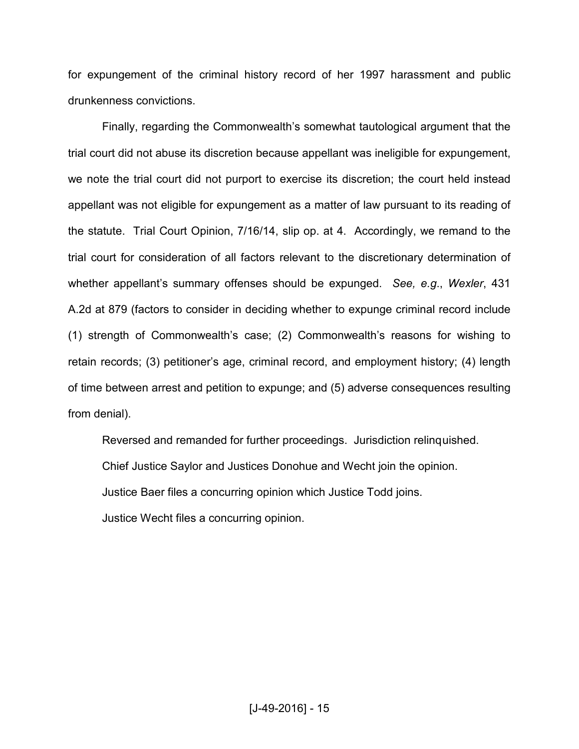for expungement of the criminal history record of her 1997 harassment and public drunkenness convictions.

Finally, regarding the Commonwealth's somewhat tautological argument that the trial court did not abuse its discretion because appellant was ineligible for expungement, we note the trial court did not purport to exercise its discretion; the court held instead appellant was not eligible for expungement as a matter of law pursuant to its reading of the statute. Trial Court Opinion, 7/16/14, slip op. at 4. Accordingly, we remand to the trial court for consideration of all factors relevant to the discretionary determination of whether appellant's summary offenses should be expunged. *See, e.g.*, *Wexler*, 431 A.2d at 879 (factors to consider in deciding whether to expunge criminal record include (1) strength of Commonwealth's case; (2) Commonwealth's reasons for wishing to retain records; (3) petitioner's age, criminal record, and employment history; (4) length of time between arrest and petition to expunge; and (5) adverse consequences resulting from denial).

Reversed and remanded for further proceedings. Jurisdiction relinquished.

Chief Justice Saylor and Justices Donohue and Wecht join the opinion.

Justice Baer files a concurring opinion which Justice Todd joins.

Justice Wecht files a concurring opinion.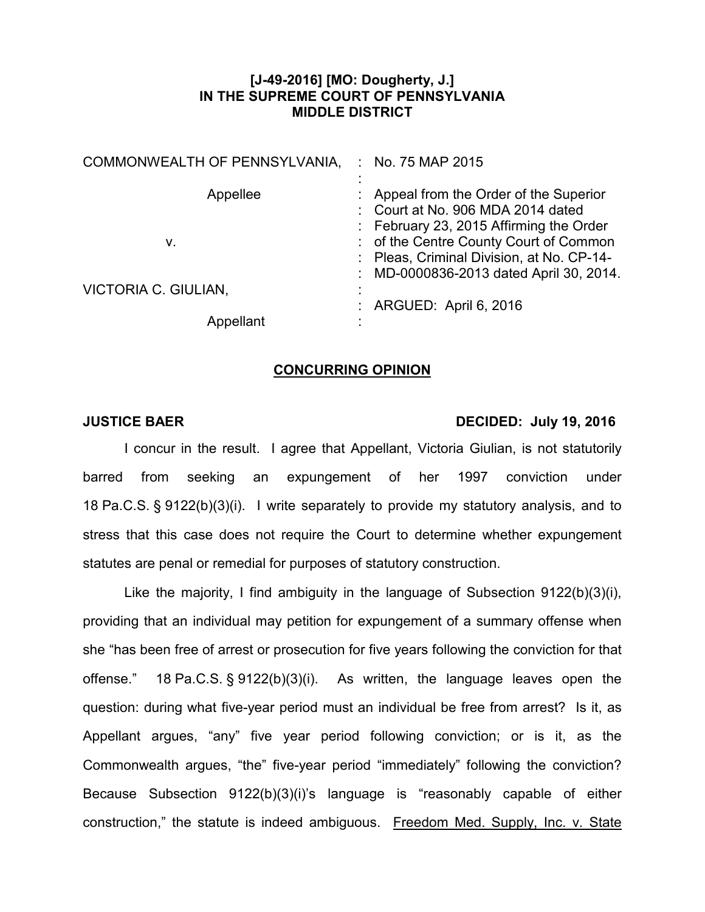**[J-49-2016] [MO: Dougherty, J.]**
**IN THE SUPREME COURT OF PENNSYLVANIA**
**MIDDLE DISTRICT**

| | | |
|---|---|---|
| COMMONWEALTH OF PENNSYLVANIA, | : | No. 75 MAP 2015 |
| | : | |
| Appellee | : | Appeal from the Order of the Superior Court at No. 906 MDA 2014 dated February 23, 2015 Affirming the Order of the Centre County Court of Common Pleas, Criminal Division, at No. CP-14-MD-0000836-2013 dated April 30, 2014. |
| v. | : | |
| VICTORIA C. GIULIAN, | : | |
| | : | ARGUED: April 6, 2016 |
| Appellant | : | |

## CONCURRING OPINION

**JUSTICE BAER** **DECIDED: July 19, 2016**

I concur in the result. I agree that Appellant, Victoria Giulian, is not statutorily barred from seeking an expungement of her 1997 conviction under 18 Pa.C.S. § 9122(b)(3)(i). I write separately to provide my statutory analysis, and to stress that this case does not require the Court to determine whether expungement statutes are penal or remedial for purposes of statutory construction.

Like the majority, I find ambiguity in the language of Subsection 9122(b)(3)(i), providing that an individual may petition for expungement of a summary offense when she "has been free of arrest or prosecution for five years following the conviction for that offense." 18 Pa.C.S. § 9122(b)(3)(i). As written, the language leaves open the question: during what five-year period must an individual be free from arrest? Is it, as Appellant argues, "any" five year period following conviction; or is it, as the Commonwealth argues, "the" five-year period "immediately" following the conviction? Because Subsection 9122(b)(3)(i)'s language is "reasonably capable of either construction," the statute is indeed ambiguous. Freedom Med. Supply, Inc. v. State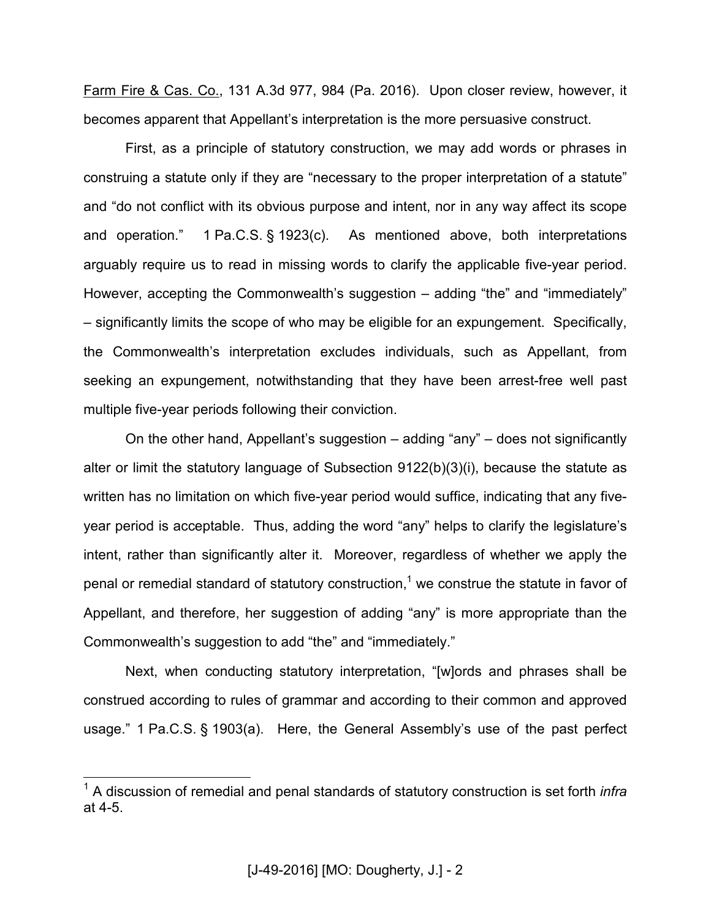Farm Fire & Cas. Co., 131 A.3d 977, 984 (Pa. 2016). Upon closer review, however, it becomes apparent that Appellant's interpretation is the more persuasive construct.

First, as a principle of statutory construction, we may add words or phrases in construing a statute only if they are "necessary to the proper interpretation of a statute" and "do not conflict with its obvious purpose and intent, nor in any way affect its scope and operation." 1 Pa.C.S. § 1923(c). As mentioned above, both interpretations arguably require us to read in missing words to clarify the applicable five-year period. However, accepting the Commonwealth's suggestion – adding "the" and "immediately" – significantly limits the scope of who may be eligible for an expungement. Specifically, the Commonwealth's interpretation excludes individuals, such as Appellant, from seeking an expungement, notwithstanding that they have been arrest-free well past multiple five-year periods following their conviction.

On the other hand, Appellant's suggestion – adding "any" – does not significantly alter or limit the statutory language of Subsection 9122(b)(3)(i), because the statute as written has no limitation on which five-year period would suffice, indicating that any five-year period is acceptable. Thus, adding the word "any" helps to clarify the legislature's intent, rather than significantly alter it. Moreover, regardless of whether we apply the penal or remedial standard of statutory construction,[1] we construe the statute in favor of Appellant, and therefore, her suggestion of adding "any" is more appropriate than the Commonwealth's suggestion to add "the" and "immediately."

Next, when conducting statutory interpretation, "[w]ords and phrases shall be construed according to rules of grammar and according to their common and approved usage." 1 Pa.C.S. § 1903(a). Here, the General Assembly's use of the past perfect

[1] A discussion of remedial and penal standards of statutory construction is set forth *infra* at 4-5.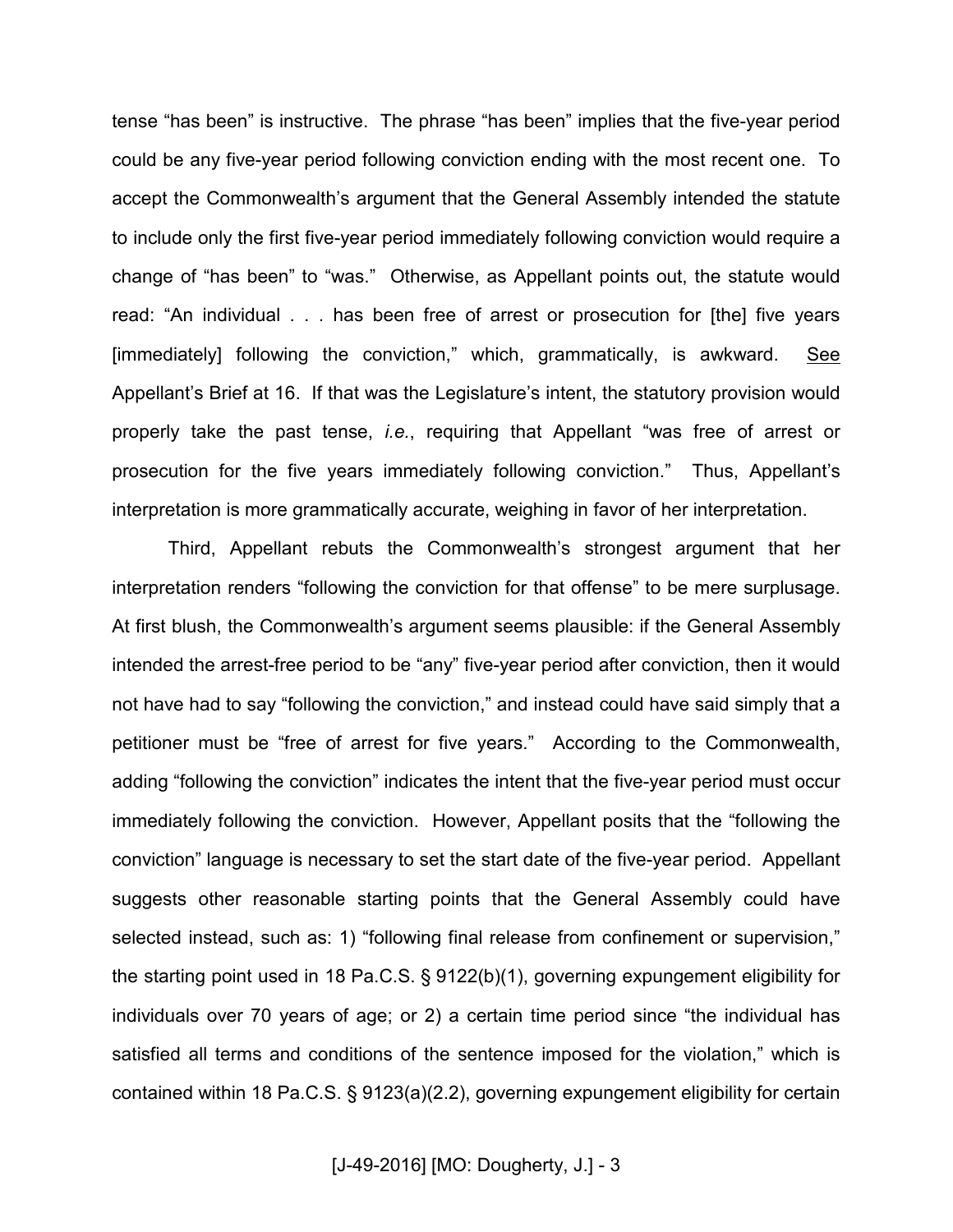tense "has been" is instructive. The phrase "has been" implies that the five-year period could be any five-year period following conviction ending with the most recent one. To accept the Commonwealth's argument that the General Assembly intended the statute to include only the first five-year period immediately following conviction would require a change of "has been" to "was." Otherwise, as Appellant points out, the statute would read: "An individual . . . has been free of arrest or prosecution for [the] five years [immediately] following the conviction," which, grammatically, is awkward. See Appellant's Brief at 16. If that was the Legislature's intent, the statutory provision would properly take the past tense, *i.e.*, requiring that Appellant "was free of arrest or prosecution for the five years immediately following conviction." Thus, Appellant's interpretation is more grammatically accurate, weighing in favor of her interpretation.

Third, Appellant rebuts the Commonwealth's strongest argument that her interpretation renders "following the conviction for that offense" to be mere surplusage. At first blush, the Commonwealth's argument seems plausible: if the General Assembly intended the arrest-free period to be "any" five-year period after conviction, then it would not have had to say "following the conviction," and instead could have said simply that a petitioner must be "free of arrest for five years." According to the Commonwealth, adding "following the conviction" indicates the intent that the five-year period must occur immediately following the conviction. However, Appellant posits that the "following the conviction" language is necessary to set the start date of the five-year period. Appellant suggests other reasonable starting points that the General Assembly could have selected instead, such as: 1) "following final release from confinement or supervision," the starting point used in 18 Pa.C.S. § 9122(b)(1), governing expungement eligibility for individuals over 70 years of age; or 2) a certain time period since "the individual has satisfied all terms and conditions of the sentence imposed for the violation," which is contained within 18 Pa.C.S. § 9123(a)(2.2), governing expungement eligibility for certain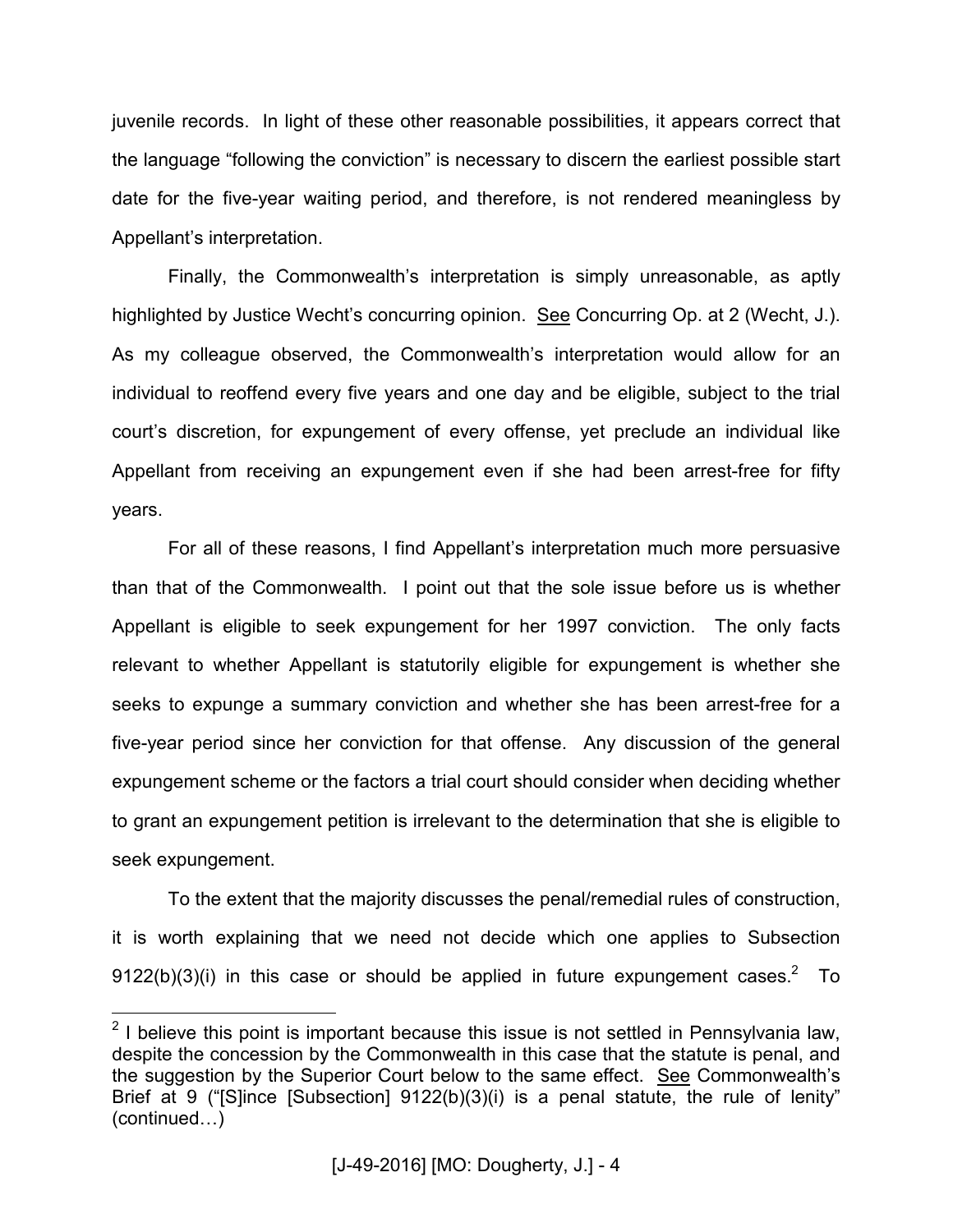juvenile records. In light of these other reasonable possibilities, it appears correct that the language "following the conviction" is necessary to discern the earliest possible start date for the five-year waiting period, and therefore, is not rendered meaningless by Appellant's interpretation.

Finally, the Commonwealth's interpretation is simply unreasonable, as aptly highlighted by Justice Wecht's concurring opinion. See Concurring Op. at 2 (Wecht, J.). As my colleague observed, the Commonwealth's interpretation would allow for an individual to reoffend every five years and one day and be eligible, subject to the trial court's discretion, for expungement of every offense, yet preclude an individual like Appellant from receiving an expungement even if she had been arrest-free for fifty years.

For all of these reasons, I find Appellant's interpretation much more persuasive than that of the Commonwealth. I point out that the sole issue before us is whether Appellant is eligible to seek expungement for her 1997 conviction. The only facts relevant to whether Appellant is statutorily eligible for expungement is whether she seeks to expunge a summary conviction and whether she has been arrest-free for a five-year period since her conviction for that offense. Any discussion of the general expungement scheme or the factors a trial court should consider when deciding whether to grant an expungement petition is irrelevant to the determination that she is eligible to seek expungement.

To the extent that the majority discusses the penal/remedial rules of construction, it is worth explaining that we need not decide which one applies to Subsection 9122(b)(3)(i) in this case or should be applied in future expungement cases.[2] To

---

[2] I believe this point is important because this issue is not settled in Pennsylvania law, despite the concession by the Commonwealth in this case that the statute is penal, and the suggestion by the Superior Court below to the same effect. See Commonwealth's Brief at 9 ("[S]ince [Subsection] 9122(b)(3)(i) is a penal statute, the rule of lenity" (continued…)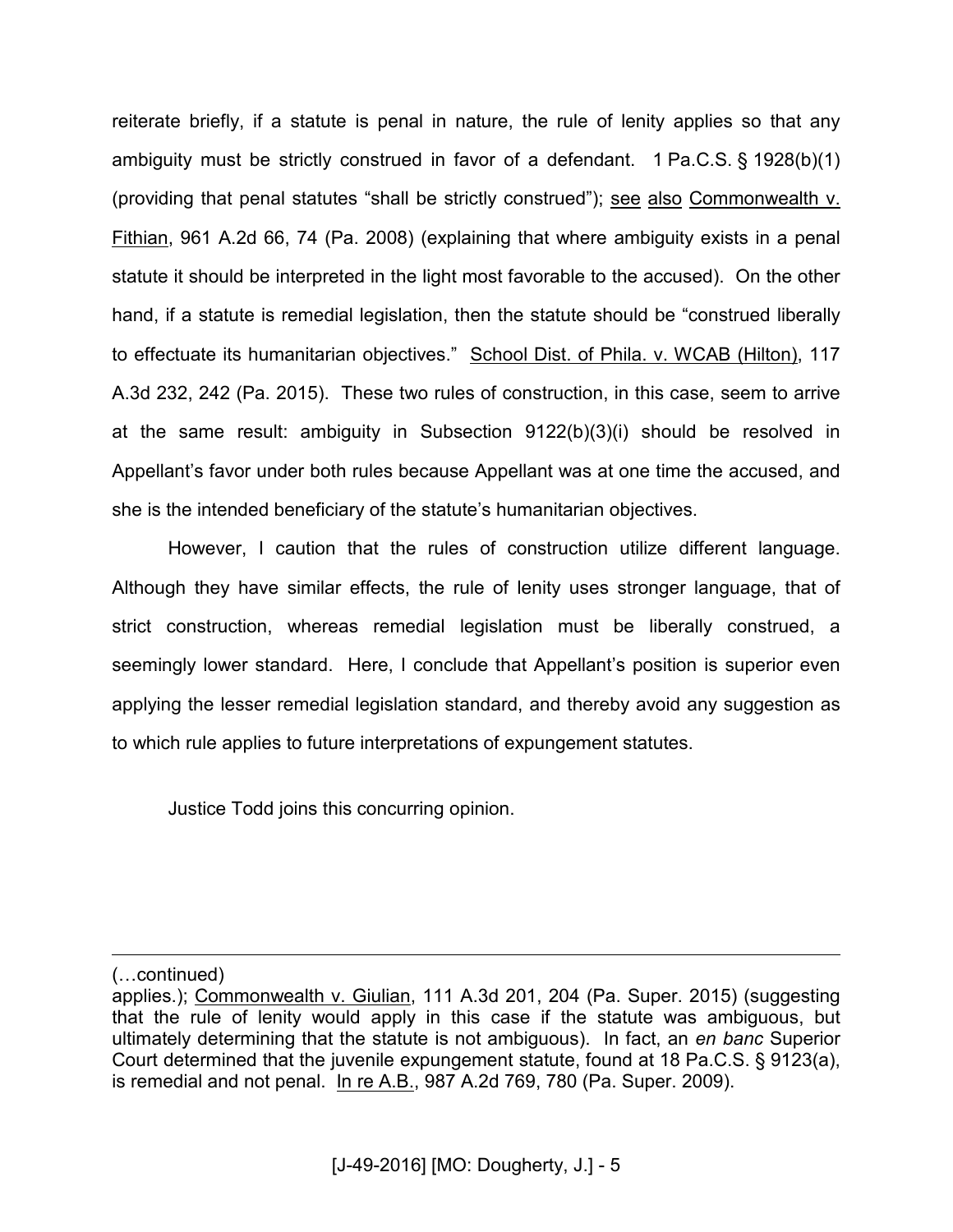reiterate briefly, if a statute is penal in nature, the rule of lenity applies so that any ambiguity must be strictly construed in favor of a defendant. 1 Pa.C.S. § 1928(b)(1) (providing that penal statutes "shall be strictly construed"); see also Commonwealth v. Fithian, 961 A.2d 66, 74 (Pa. 2008) (explaining that where ambiguity exists in a penal statute it should be interpreted in the light most favorable to the accused). On the other hand, if a statute is remedial legislation, then the statute should be "construed liberally to effectuate its humanitarian objectives." School Dist. of Phila. v. WCAB (Hilton), 117 A.3d 232, 242 (Pa. 2015). These two rules of construction, in this case, seem to arrive at the same result: ambiguity in Subsection 9122(b)(3)(i) should be resolved in Appellant's favor under both rules because Appellant was at one time the accused, and she is the intended beneficiary of the statute's humanitarian objectives.

However, I caution that the rules of construction utilize different language. Although they have similar effects, the rule of lenity uses stronger language, that of strict construction, whereas remedial legislation must be liberally construed, a seemingly lower standard. Here, I conclude that Appellant's position is superior even applying the lesser remedial legislation standard, and thereby avoid any suggestion as to which rule applies to future interpretations of expungement statutes.

Justice Todd joins this concurring opinion.

---

(…continued)

applies.); Commonwealth v. Giulian, 111 A.3d 201, 204 (Pa. Super. 2015) (suggesting that the rule of lenity would apply in this case if the statute was ambiguous, but ultimately determining that the statute is not ambiguous). In fact, an *en banc* Superior Court determined that the juvenile expungement statute, found at 18 Pa.C.S. § 9123(a), is remedial and not penal. In re A.B., 987 A.2d 769, 780 (Pa. Super. 2009).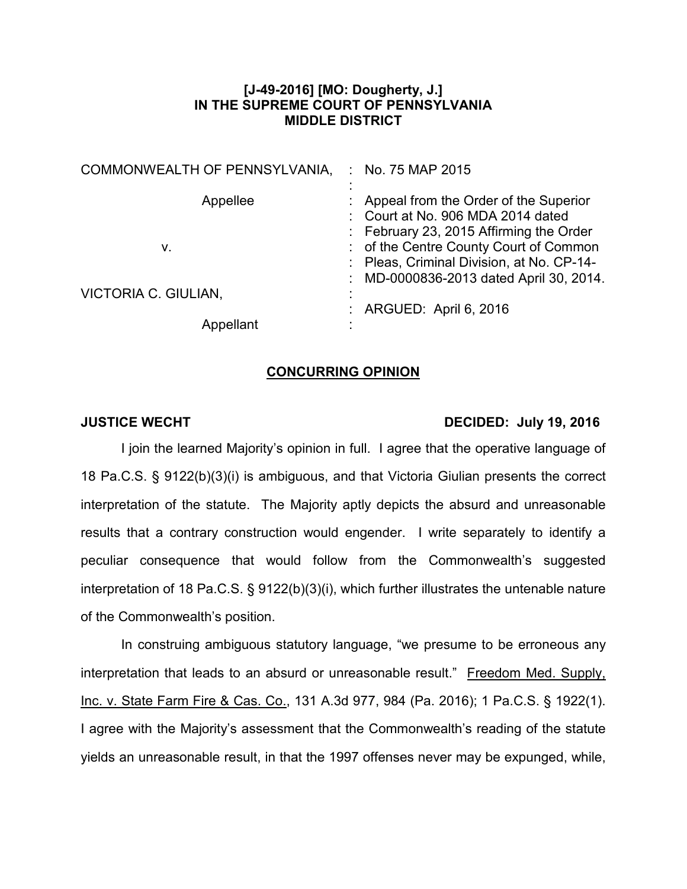**[J-49-2016] [MO: Dougherty, J.]**
**IN THE SUPREME COURT OF PENNSYLVANIA**
**MIDDLE DISTRICT**

| | | |
|---|---|---|
| COMMONWEALTH OF PENNSYLVANIA, | : | No. 75 MAP 2015 |
| | : | |
| Appellee | : | Appeal from the Order of the Superior Court at No. 906 MDA 2014 dated February 23, 2015 Affirming the Order of the Centre County Court of Common Pleas, Criminal Division, at No. CP-14-MD-0000836-2013 dated April 30, 2014. |
| v. | : | |
| VICTORIA C. GIULIAN, | : | |
| | : | ARGUED: April 6, 2016 |
| Appellant | : | |

**CONCURRING OPINION**

**JUSTICE WECHT** **DECIDED: July 19, 2016**

I join the learned Majority's opinion in full. I agree that the operative language of 18 Pa.C.S. § 9122(b)(3)(i) is ambiguous, and that Victoria Giulian presents the correct interpretation of the statute. The Majority aptly depicts the absurd and unreasonable results that a contrary construction would engender. I write separately to identify a peculiar consequence that would follow from the Commonwealth's suggested interpretation of 18 Pa.C.S. § 9122(b)(3)(i), which further illustrates the untenable nature of the Commonwealth's position.

In construing ambiguous statutory language, "we presume to be erroneous any interpretation that leads to an absurd or unreasonable result." Freedom Med. Supply, Inc. v. State Farm Fire & Cas. Co., 131 A.3d 977, 984 (Pa. 2016); 1 Pa.C.S. § 1922(1). I agree with the Majority's assessment that the Commonwealth's reading of the statute yields an unreasonable result, in that the 1997 offenses never may be expunged, while,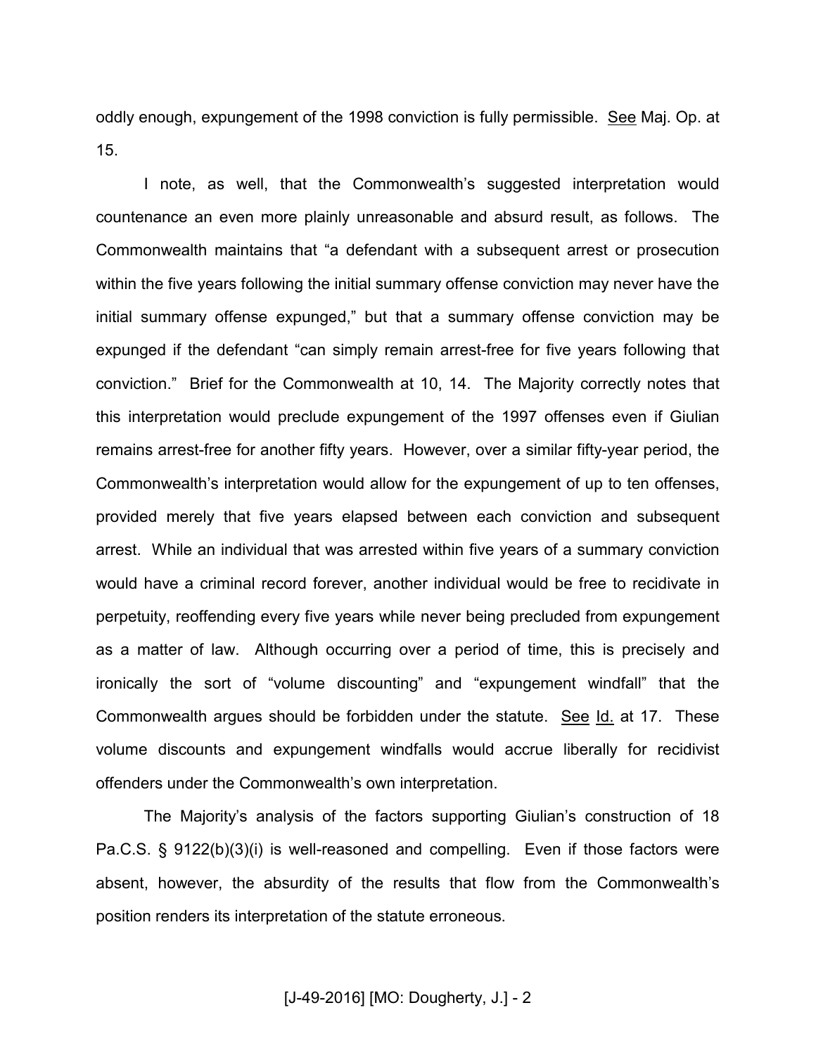oddly enough, expungement of the 1998 conviction is fully permissible. See Maj. Op. at 15.

I note, as well, that the Commonwealth's suggested interpretation would countenance an even more plainly unreasonable and absurd result, as follows. The Commonwealth maintains that "a defendant with a subsequent arrest or prosecution within the five years following the initial summary offense conviction may never have the initial summary offense expunged," but that a summary offense conviction may be expunged if the defendant "can simply remain arrest-free for five years following that conviction." Brief for the Commonwealth at 10, 14. The Majority correctly notes that this interpretation would preclude expungement of the 1997 offenses even if Giulian remains arrest-free for another fifty years. However, over a similar fifty-year period, the Commonwealth's interpretation would allow for the expungement of up to ten offenses, provided merely that five years elapsed between each conviction and subsequent arrest. While an individual that was arrested within five years of a summary conviction would have a criminal record forever, another individual would be free to recidivate in perpetuity, reoffending every five years while never being precluded from expungement as a matter of law. Although occurring over a period of time, this is precisely and ironically the sort of "volume discounting" and "expungement windfall" that the Commonwealth argues should be forbidden under the statute. See Id. at 17. These volume discounts and expungement windfalls would accrue liberally for recidivist offenders under the Commonwealth's own interpretation.

The Majority's analysis of the factors supporting Giulian's construction of 18 Pa.C.S. § 9122(b)(3)(i) is well-reasoned and compelling. Even if those factors were absent, however, the absurdity of the results that flow from the Commonwealth's position renders its interpretation of the statute erroneous.